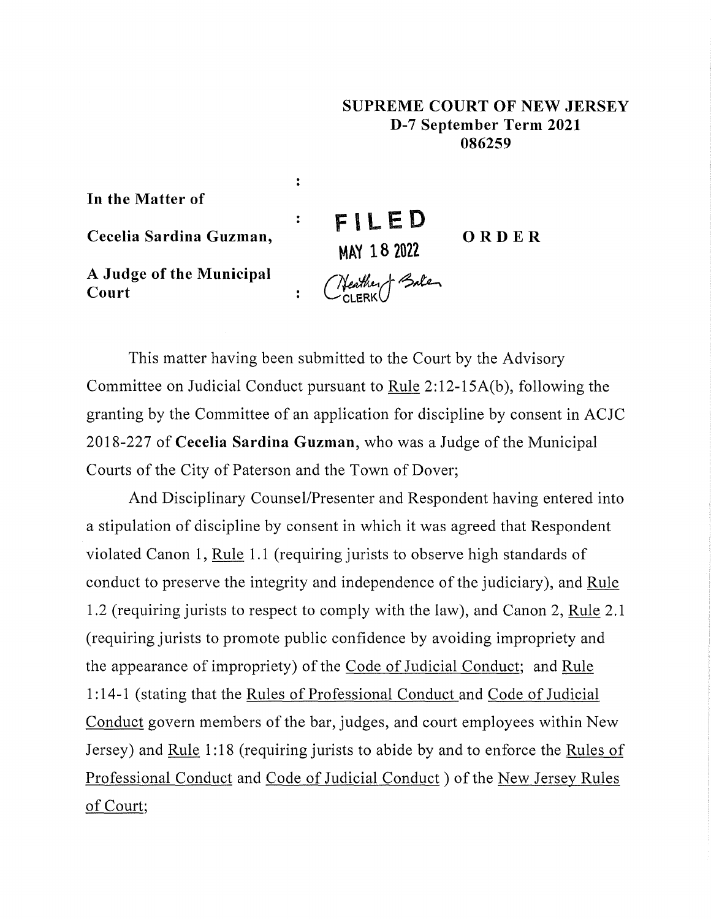**SUPREME COURT OF NEW JERSEY**
**D-7 September Term 2021**
**086259**

**In the Matter of**

**Cecelia Sardina Guzman,**

**A Judge of the Municipal Court**

FILED
MAY 18 2022
Heather J. Baker
CLERK

**O R D E R**

This matter having been submitted to the Court by the Advisory Committee on Judicial Conduct pursuant to Rule 2:12-15A(b), following the granting by the Committee of an application for discipline by consent in ACJC 2018-227 of **Cecelia Sardina Guzman**, who was a Judge of the Municipal Courts of the City of Paterson and the Town of Dover;

And Disciplinary Counsel/Presenter and Respondent having entered into a stipulation of discipline by consent in which it was agreed that Respondent violated Canon 1, Rule 1.1 (requiring jurists to observe high standards of conduct to preserve the integrity and independence of the judiciary), and Rule 1.2 (requiring jurists to respect to comply with the law), and Canon 2, Rule 2.1 (requiring jurists to promote public confidence by avoiding impropriety and the appearance of impropriety) of the Code of Judicial Conduct; and Rule 1:14-1 (stating that the Rules of Professional Conduct and Code of Judicial Conduct govern members of the bar, judges, and court employees within New Jersey) and Rule 1:18 (requiring jurists to abide by and to enforce the Rules of Professional Conduct and Code of Judicial Conduct ) of the New Jersey Rules of Court;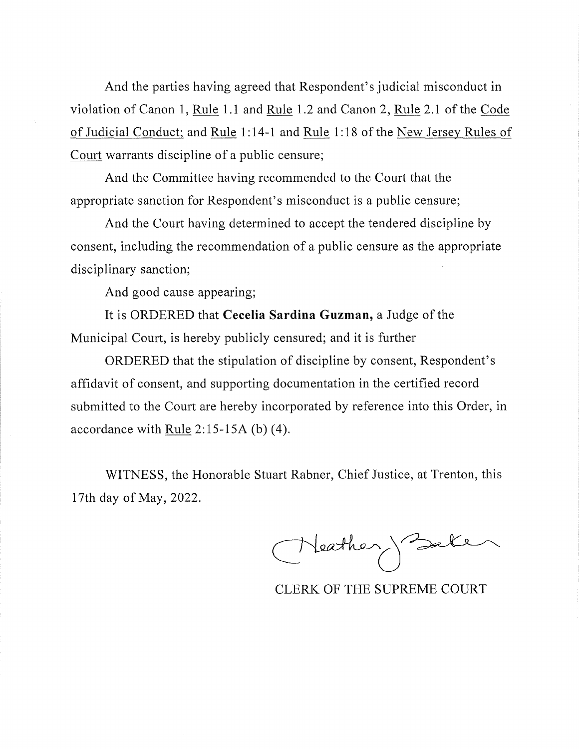And the parties having agreed that Respondent's judicial misconduct in violation of Canon 1, Rule 1.1 and Rule 1.2 and Canon 2, Rule 2.1 of the Code of Judicial Conduct; and Rule 1:14-1 and Rule 1:18 of the New Jersey Rules of Court warrants discipline of a public censure;

And the Committee having recommended to the Court that the appropriate sanction for Respondent's misconduct is a public censure;

And the Court having determined to accept the tendered discipline by consent, including the recommendation of a public censure as the appropriate disciplinary sanction;

And good cause appearing;

It is ORDERED that **Cecelia Sardina Guzman,** a Judge of the Municipal Court, is hereby publicly censured; and it is further

ORDERED that the stipulation of discipline by consent, Respondent's affidavit of consent, and supporting documentation in the certified record submitted to the Court are hereby incorporated by reference into this Order, in accordance with Rule 2:15-15A (b) (4).

WITNESS, the Honorable Stuart Rabner, Chief Justice, at Trenton, this 17th day of May, 2022.

Heather J Baker

CLERK OF THE SUPREME COURT